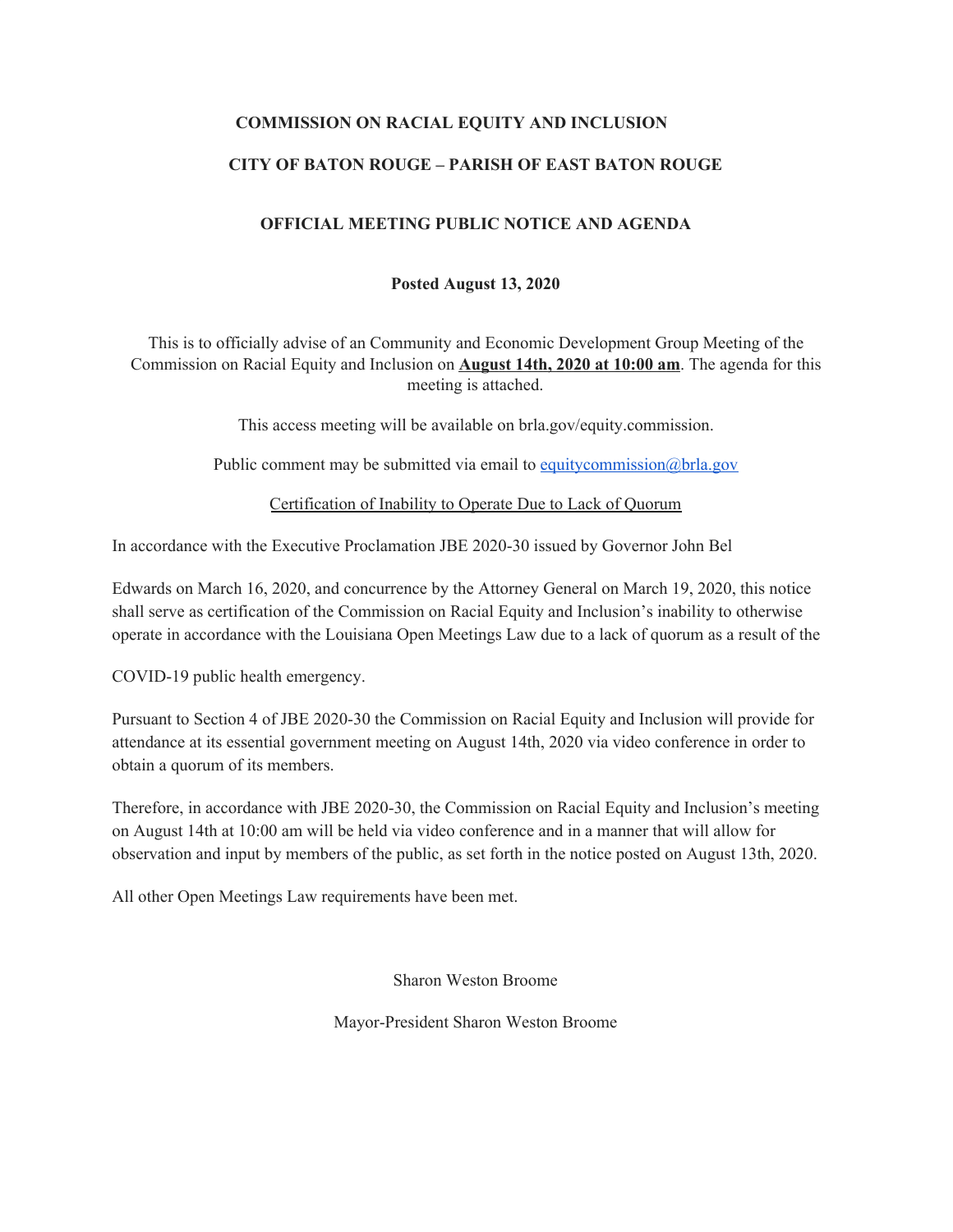**COMMISSION ON RACIAL EQUITY AND INCLUSION**

**CITY OF BATON ROUGE – PARISH OF EAST BATON ROUGE**

**OFFICIAL MEETING PUBLIC NOTICE AND AGENDA**

**Posted August 13, 2020**

This is to officially advise of an Community and Economic Development Group Meeting of the Commission on Racial Equity and Inclusion on **August 14th, 2020 at 10:00 am**. The agenda for this meeting is attached.

This access meeting will be available on brla.gov/equity.commission.

Public comment may be submitted via email to equitycommission@brla.gov

Certification of Inability to Operate Due to Lack of Quorum

In accordance with the Executive Proclamation JBE 2020-30 issued by Governor John Bel Edwards on March 16, 2020, and concurrence by the Attorney General on March 19, 2020, this notice shall serve as certification of the Commission on Racial Equity and Inclusion's inability to otherwise operate in accordance with the Louisiana Open Meetings Law due to a lack of quorum as a result of the COVID-19 public health emergency.

Pursuant to Section 4 of JBE 2020-30 the Commission on Racial Equity and Inclusion will provide for attendance at its essential government meeting on August 14th, 2020 via video conference in order to obtain a quorum of its members.

Therefore, in accordance with JBE 2020-30, the Commission on Racial Equity and Inclusion's meeting on August 14th at 10:00 am will be held via video conference and in a manner that will allow for observation and input by members of the public, as set forth in the notice posted on August 13th, 2020.

All other Open Meetings Law requirements have been met.

Sharon Weston Broome

Mayor-President Sharon Weston Broome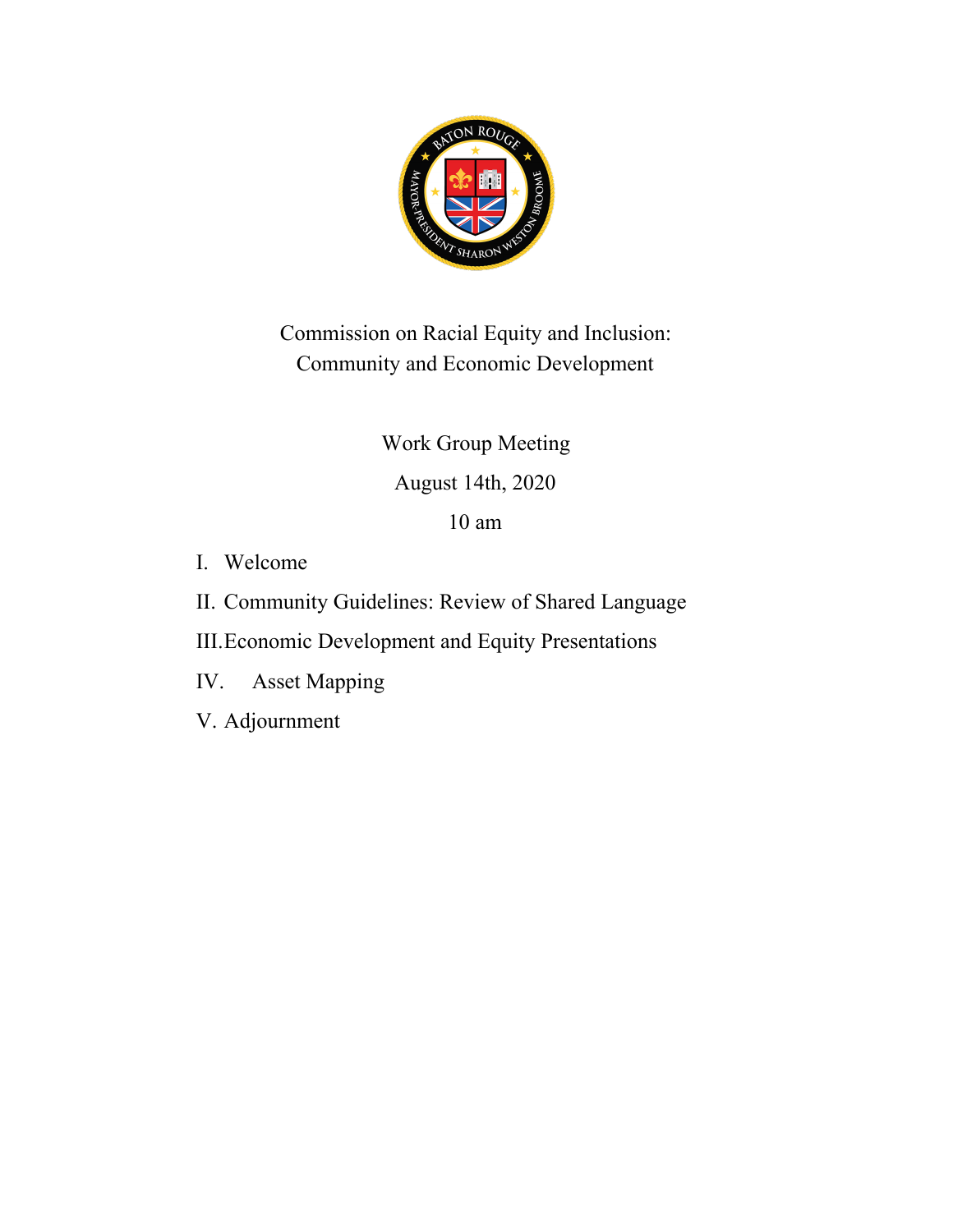# Commission on Racial Equity and Inclusion: Community and Economic Development

Work Group Meeting

August 14th, 2020

10 am

I. Welcome

II. Community Guidelines: Review of Shared Language

III. Economic Development and Equity Presentations

IV. Asset Mapping

V. Adjournment